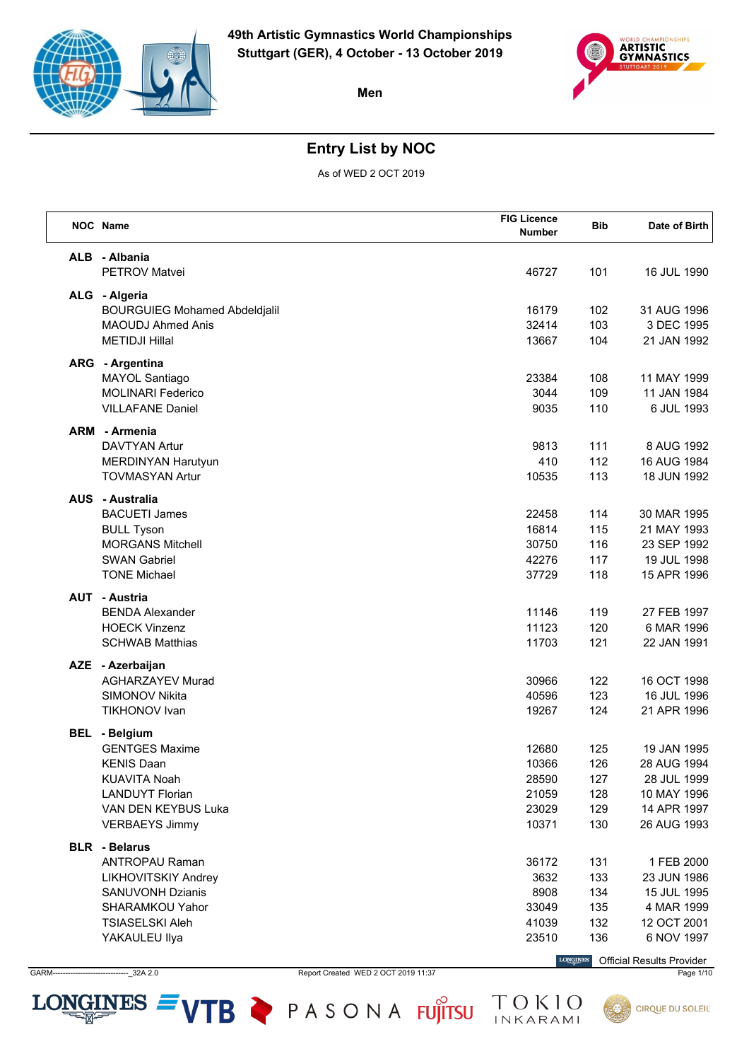**49th Artistic Gymnastics World Championships**
**Stuttgart (GER), 4 October - 13 October 2019**

**Men**

## Entry List by NOC

As of WED 2 OCT 2019

| NOC | Name | FIG Licence Number | Bib | Date of Birth |
|---|---|---|---|---|
| **ALB** | **- Albania** | | | |
| | PETROV Matvei | 46727 | 101 | 16 JUL 1990 |
| **ALG** | **- Algeria** | | | |
| | BOURGUIEG Mohamed Abdeldjalil | 16179 | 102 | 31 AUG 1996 |
| | MAOUDJ Ahmed Anis | 32414 | 103 | 3 DEC 1995 |
| | METIDJI Hillal | 13667 | 104 | 21 JAN 1992 |
| **ARG** | **- Argentina** | | | |
| | MAYOL Santiago | 23384 | 108 | 11 MAY 1999 |
| | MOLINARI Federico | 3044 | 109 | 11 JAN 1984 |
| | VILLAFANE Daniel | 9035 | 110 | 6 JUL 1993 |
| **ARM** | **- Armenia** | | | |
| | DAVTYAN Artur | 9813 | 111 | 8 AUG 1992 |
| | MERDINYAN Harutyun | 410 | 112 | 16 AUG 1984 |
| | TOVMASYAN Artur | 10535 | 113 | 18 JUN 1992 |
| **AUS** | **- Australia** | | | |
| | BACUETI James | 22458 | 114 | 30 MAR 1995 |
| | BULL Tyson | 16814 | 115 | 21 MAY 1993 |
| | MORGANS Mitchell | 30750 | 116 | 23 SEP 1992 |
| | SWAN Gabriel | 42276 | 117 | 19 JUL 1998 |
| | TONE Michael | 37729 | 118 | 15 APR 1996 |
| **AUT** | **- Austria** | | | |
| | BENDA Alexander | 11146 | 119 | 27 FEB 1997 |
| | HOECK Vinzenz | 11123 | 120 | 6 MAR 1996 |
| | SCHWAB Matthias | 11703 | 121 | 22 JAN 1991 |
| **AZE** | **- Azerbaijan** | | | |
| | AGHARZAYEV Murad | 30966 | 122 | 16 OCT 1998 |
| | SIMONOV Nikita | 40596 | 123 | 16 JUL 1996 |
| | TIKHONOV Ivan | 19267 | 124 | 21 APR 1996 |
| **BEL** | **- Belgium** | | | |
| | GENTGES Maxime | 12680 | 125 | 19 JAN 1995 |
| | KENIS Daan | 10366 | 126 | 28 AUG 1994 |
| | KUAVITA Noah | 28590 | 127 | 28 JUL 1999 |
| | LANDUYT Florian | 21059 | 128 | 10 MAY 1996 |
| | VAN DEN KEYBUS Luka | 23029 | 129 | 14 APR 1997 |
| | VERBAEYS Jimmy | 10371 | 130 | 26 AUG 1993 |
| **BLR** | **- Belarus** | | | |
| | ANTROPAU Raman | 36172 | 131 | 1 FEB 2000 |
| | LIKHOVITSKIY Andrey | 3632 | 133 | 23 JUN 1986 |
| | SANUVONH Dzianis | 8908 | 134 | 15 JUL 1995 |
| | SHARAMKOU Yahor | 33049 | 135 | 4 MAR 1999 |
| | TSIASELSKI Aleh | 41039 | 132 | 12 OCT 2001 |
| | YAKAULEU Ilya | 23510 | 136 | 6 NOV 1997 |

Official Results Provider

GARM-------------------------------_32A 2.0 Report Created WED 2 OCT 2019 11:37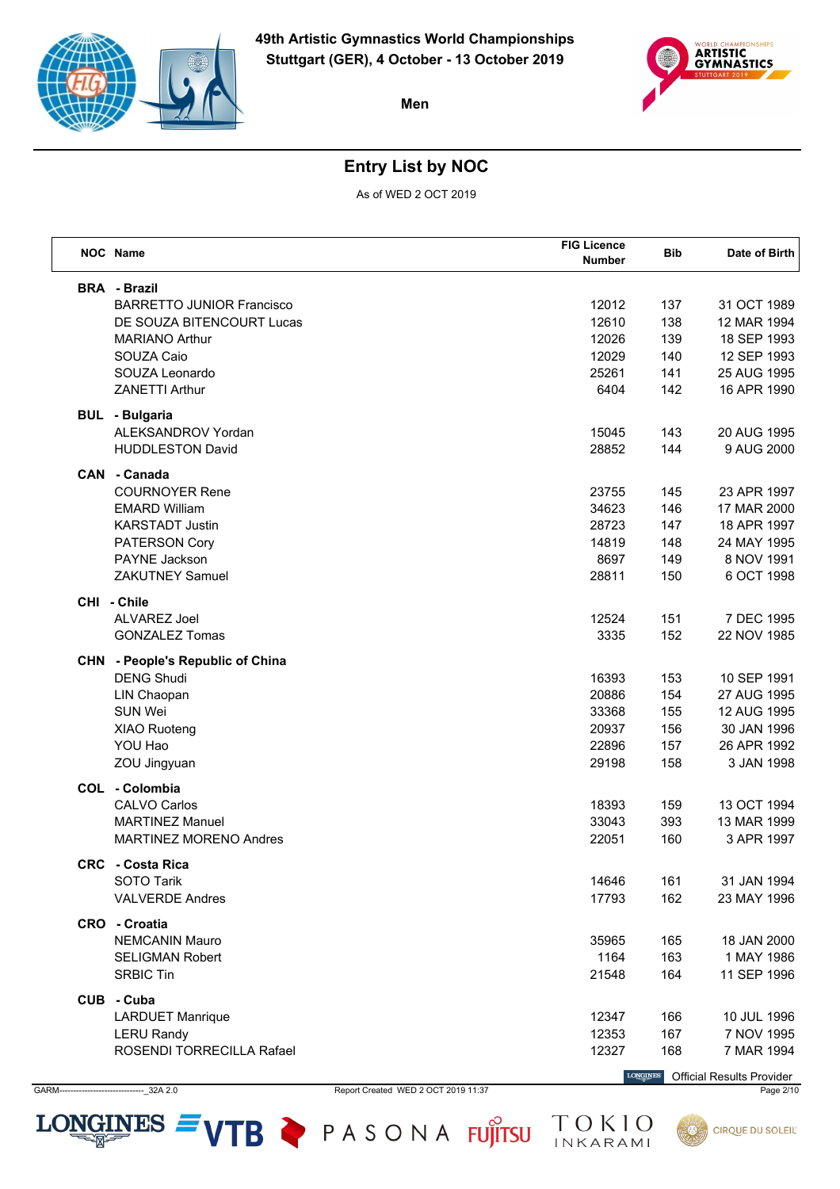49th Artistic Gymnastics World Championships
Stuttgart (GER), 4 October - 13 October 2019

Men

## Entry List by NOC

As of WED 2 OCT 2019

| NOC | Name | FIG Licence Number | Bib | Date of Birth |
|---|---|---|---|---|
| **BRA** | **- Brazil** | | | |
| | BARRETTO JUNIOR Francisco | 12012 | 137 | 31 OCT 1989 |
| | DE SOUZA BITENCOURT Lucas | 12610 | 138 | 12 MAR 1994 |
| | MARIANO Arthur | 12026 | 139 | 18 SEP 1993 |
| | SOUZA Caio | 12029 | 140 | 12 SEP 1993 |
| | SOUZA Leonardo | 25261 | 141 | 25 AUG 1995 |
| | ZANETTI Arthur | 6404 | 142 | 16 APR 1990 |
| **BUL** | **- Bulgaria** | | | |
| | ALEKSANDROV Yordan | 15045 | 143 | 20 AUG 1995 |
| | HUDDLESTON David | 28852 | 144 | 9 AUG 2000 |
| **CAN** | **- Canada** | | | |
| | COURNOYER Rene | 23755 | 145 | 23 APR 1997 |
| | EMARD William | 34623 | 146 | 17 MAR 2000 |
| | KARSTADT Justin | 28723 | 147 | 18 APR 1997 |
| | PATERSON Cory | 14819 | 148 | 24 MAY 1995 |
| | PAYNE Jackson | 8697 | 149 | 8 NOV 1991 |
| | ZAKUTNEY Samuel | 28811 | 150 | 6 OCT 1998 |
| **CHI** | **- Chile** | | | |
| | ALVAREZ Joel | 12524 | 151 | 7 DEC 1995 |
| | GONZALEZ Tomas | 3335 | 152 | 22 NOV 1985 |
| **CHN** | **- People's Republic of China** | | | |
| | DENG Shudi | 16393 | 153 | 10 SEP 1991 |
| | LIN Chaopan | 20886 | 154 | 27 AUG 1995 |
| | SUN Wei | 33368 | 155 | 12 AUG 1995 |
| | XIAO Ruoteng | 20937 | 156 | 30 JAN 1996 |
| | YOU Hao | 22896 | 157 | 26 APR 1992 |
| | ZOU Jingyuan | 29198 | 158 | 3 JAN 1998 |
| **COL** | **- Colombia** | | | |
| | CALVO Carlos | 18393 | 159 | 13 OCT 1994 |
| | MARTINEZ Manuel | 33043 | 393 | 13 MAR 1999 |
| | MARTINEZ MORENO Andres | 22051 | 160 | 3 APR 1997 |
| **CRC** | **- Costa Rica** | | | |
| | SOTO Tarik | 14646 | 161 | 31 JAN 1994 |
| | VALVERDE Andres | 17793 | 162 | 23 MAY 1996 |
| **CRO** | **- Croatia** | | | |
| | NEMCANIN Mauro | 35965 | 165 | 18 JAN 2000 |
| | SELIGMAN Robert | 1164 | 163 | 1 MAY 1986 |
| | SRBIC Tin | 21548 | 164 | 11 SEP 1996 |
| **CUB** | **- Cuba** | | | |
| | LARDUET Manrique | 12347 | 166 | 10 JUL 1996 |
| | LERU Randy | 12353 | 167 | 7 NOV 1995 |
| | ROSENDI TORRECILLA Rafael | 12327 | 168 | 7 MAR 1994 |

Official Results Provider

GARM------------------------------_32A 2.0 Report Created WED 2 OCT 2019 11:37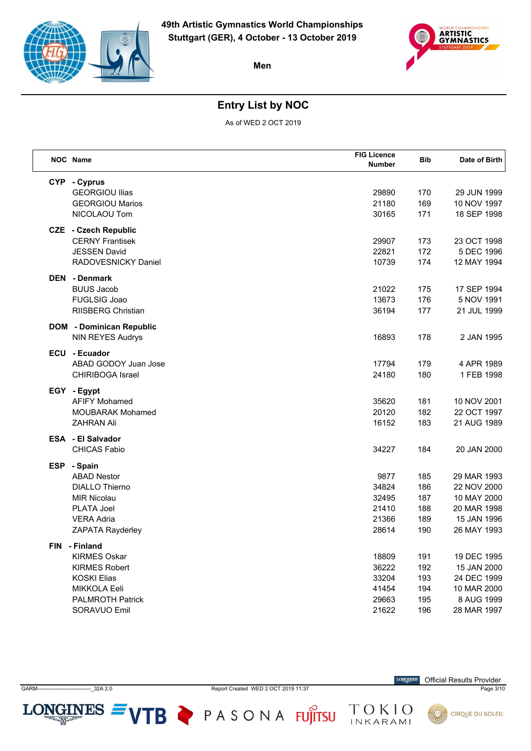# 49th Artistic Gymnastics World Championships

**Stuttgart (GER), 4 October - 13 October 2019**

**Men**

## Entry List by NOC

As of WED 2 OCT 2019

| NOC | Name | FIG Licence Number | Bib | Date of Birth |
|---|---|---|---|---|
| **CYP** | **- Cyprus** | | | |
| | GEORGIOU Ilias | 29890 | 170 | 29 JUN 1999 |
| | GEORGIOU Marios | 21180 | 169 | 10 NOV 1997 |
| | NICOLAOU Tom | 30165 | 171 | 18 SEP 1998 |
| **CZE** | **- Czech Republic** | | | |
| | CERNY Frantisek | 29907 | 173 | 23 OCT 1998 |
| | JESSEN David | 22821 | 172 | 5 DEC 1996 |
| | RADOVESNICKY Daniel | 10739 | 174 | 12 MAY 1994 |
| **DEN** | **- Denmark** | | | |
| | BUUS Jacob | 21022 | 175 | 17 SEP 1994 |
| | FUGLSIG Joao | 13673 | 176 | 5 NOV 1991 |
| | RIISBERG Christian | 36194 | 177 | 21 JUL 1999 |
| **DOM** | **- Dominican Republic** | | | |
| | NIN REYES Audrys | 16893 | 178 | 2 JAN 1995 |
| **ECU** | **- Ecuador** | | | |
| | ABAD GODOY Juan Jose | 17794 | 179 | 4 APR 1989 |
| | CHIRIBOGA Israel | 24180 | 180 | 1 FEB 1998 |
| **EGY** | **- Egypt** | | | |
| | AFIFY Mohamed | 35620 | 181 | 10 NOV 2001 |
| | MOUBARAK Mohamed | 20120 | 182 | 22 OCT 1997 |
| | ZAHRAN Ali | 16152 | 183 | 21 AUG 1989 |
| **ESA** | **- El Salvador** | | | |
| | CHICAS Fabio | 34227 | 184 | 20 JAN 2000 |
| **ESP** | **- Spain** | | | |
| | ABAD Nestor | 9877 | 185 | 29 MAR 1993 |
| | DIALLO Thierno | 34824 | 186 | 22 NOV 2000 |
| | MIR Nicolau | 32495 | 187 | 10 MAY 2000 |
| | PLATA Joel | 21410 | 188 | 20 MAR 1998 |
| | VERA Adria | 21366 | 189 | 15 JAN 1996 |
| | ZAPATA Rayderley | 28614 | 190 | 26 MAY 1993 |
| **FIN** | **- Finland** | | | |
| | KIRMES Oskar | 18809 | 191 | 19 DEC 1995 |
| | KIRMES Robert | 36222 | 192 | 15 JAN 2000 |
| | KOSKI Elias | 33204 | 193 | 24 DEC 1999 |
| | MIKKOLA Eeli | 41454 | 194 | 10 MAR 2000 |
| | PALMROTH Patrick | 29663 | 195 | 8 AUG 1999 |
| | SORAVUO Emil | 21622 | 196 | 28 MAR 1997 |

GARM-------------------------------_32A 2.0 Report Created WED 2 OCT 2019 11:37

Official Results Provider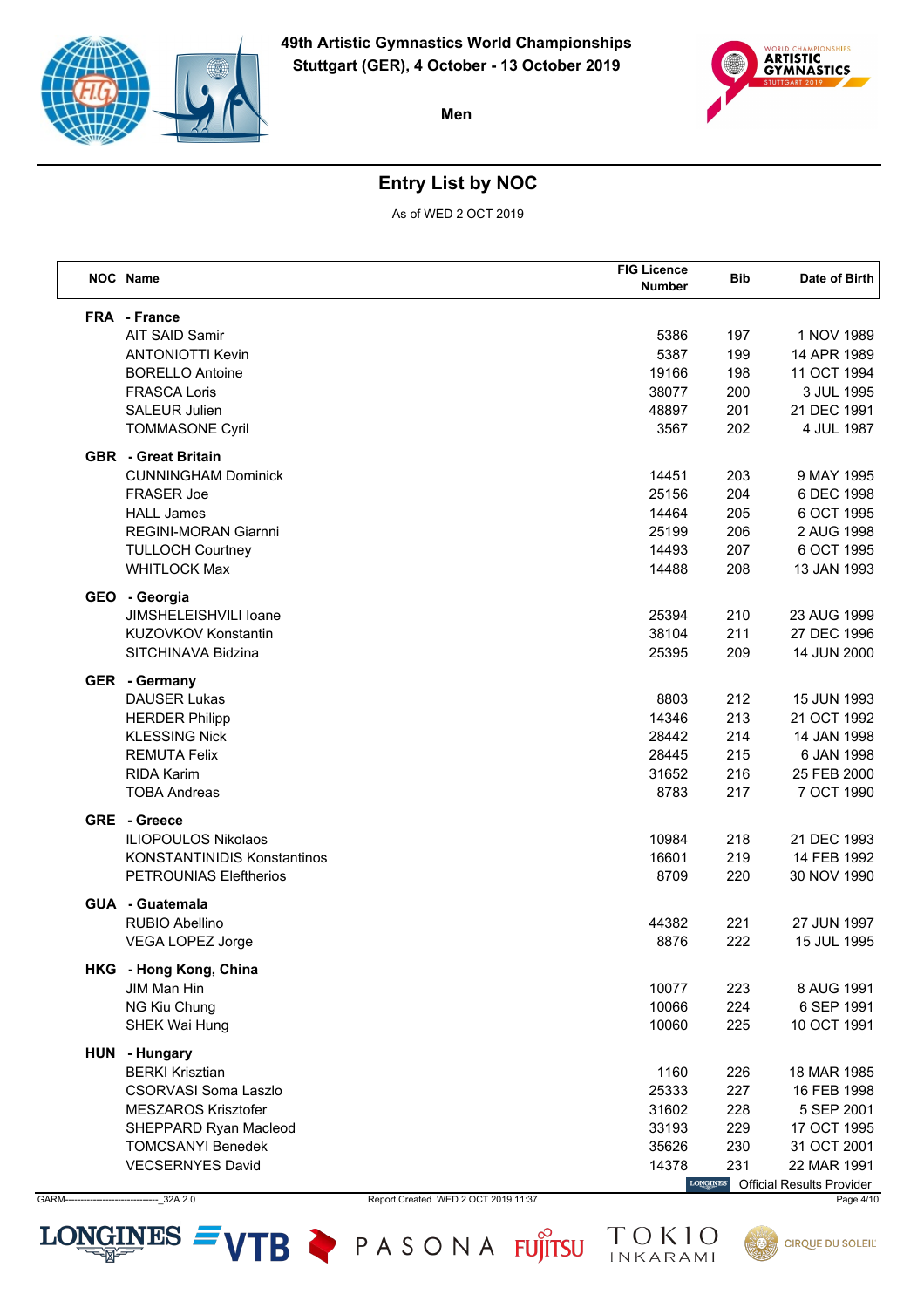# 49th Artistic Gymnastics World Championships

**Stuttgart (GER), 4 October - 13 October 2019**

**Men**

## Entry List by NOC

As of WED 2 OCT 2019

| NOC | Name | FIG Licence Number | Bib | Date of Birth |
|---|---|---|---|---|
| **FRA** | **- France** | | | |
| | AIT SAID Samir | 5386 | 197 | 1 NOV 1989 |
| | ANTONIOTTI Kevin | 5387 | 199 | 14 APR 1989 |
| | BORELLO Antoine | 19166 | 198 | 11 OCT 1994 |
| | FRASCA Loris | 38077 | 200 | 3 JUL 1995 |
| | SALEUR Julien | 48897 | 201 | 21 DEC 1991 |
| | TOMMASONE Cyril | 3567 | 202 | 4 JUL 1987 |
| **GBR** | **- Great Britain** | | | |
| | CUNNINGHAM Dominick | 14451 | 203 | 9 MAY 1995 |
| | FRASER Joe | 25156 | 204 | 6 DEC 1998 |
| | HALL James | 14464 | 205 | 6 OCT 1995 |
| | REGINI-MORAN Giarnni | 25199 | 206 | 2 AUG 1998 |
| | TULLOCH Courtney | 14493 | 207 | 6 OCT 1995 |
| | WHITLOCK Max | 14488 | 208 | 13 JAN 1993 |
| **GEO** | **- Georgia** | | | |
| | JIMSHELEISHVILI Ioane | 25394 | 210 | 23 AUG 1999 |
| | KUZOVKOV Konstantin | 38104 | 211 | 27 DEC 1996 |
| | SITCHINAVA Bidzina | 25395 | 209 | 14 JUN 2000 |
| **GER** | **- Germany** | | | |
| | DAUSER Lukas | 8803 | 212 | 15 JUN 1993 |
| | HERDER Philipp | 14346 | 213 | 21 OCT 1992 |
| | KLESSING Nick | 28442 | 214 | 14 JAN 1998 |
| | REMUTA Felix | 28445 | 215 | 6 JAN 1998 |
| | RIDA Karim | 31652 | 216 | 25 FEB 2000 |
| | TOBA Andreas | 8783 | 217 | 7 OCT 1990 |
| **GRE** | **- Greece** | | | |
| | ILIOPOULOS Nikolaos | 10984 | 218 | 21 DEC 1993 |
| | KONSTANTINIDIS Konstantinos | 16601 | 219 | 14 FEB 1992 |
| | PETROUNIAS Eleftherios | 8709 | 220 | 30 NOV 1990 |
| **GUA** | **- Guatemala** | | | |
| | RUBIO Abellino | 44382 | 221 | 27 JUN 1997 |
| | VEGA LOPEZ Jorge | 8876 | 222 | 15 JUL 1995 |
| **HKG** | **- Hong Kong, China** | | | |
| | JIM Man Hin | 10077 | 223 | 8 AUG 1991 |
| | NG Kiu Chung | 10066 | 224 | 6 SEP 1991 |
| | SHEK Wai Hung | 10060 | 225 | 10 OCT 1991 |
| **HUN** | **- Hungary** | | | |
| | BERKI Krisztian | 1160 | 226 | 18 MAR 1985 |
| | CSORVASI Soma Laszlo | 25333 | 227 | 16 FEB 1998 |
| | MESZAROS Krisztofer | 31602 | 228 | 5 SEP 2001 |
| | SHEPPARD Ryan Macleod | 33193 | 229 | 17 OCT 1995 |
| | TOMCSANYI Benedek | 35626 | 230 | 31 OCT 2001 |
| | VECSERNYES David | 14378 | 231 | 22 MAR 1991 |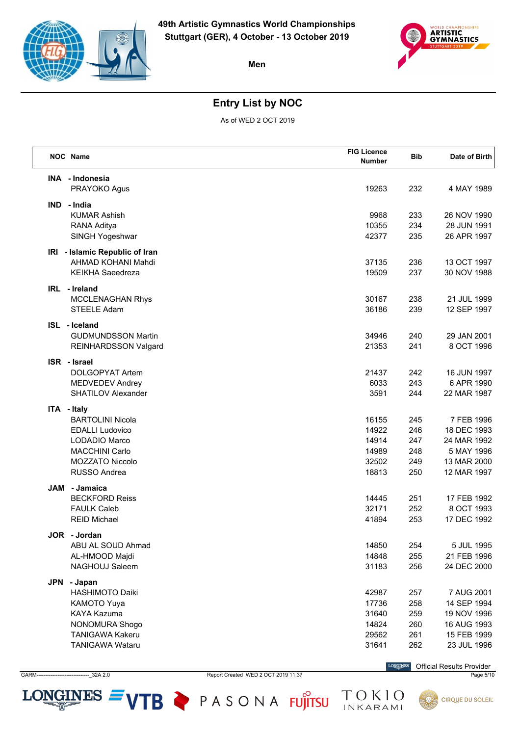49th Artistic Gymnastics World Championships
Stuttgart (GER), 4 October - 13 October 2019

Men

## Entry List by NOC

As of WED 2 OCT 2019

| NOC | Name | FIG Licence Number | Bib | Date of Birth |
|---|---|---|---|---|
| **INA** | **- Indonesia** | | | |
| | PRAYOKO Agus | 19263 | 232 | 4 MAY 1989 |
| **IND** | **- India** | | | |
| | KUMAR Ashish | 9968 | 233 | 26 NOV 1990 |
| | RANA Aditya | 10355 | 234 | 28 JUN 1991 |
| | SINGH Yogeshwar | 42377 | 235 | 26 APR 1997 |
| **IRI** | **- Islamic Republic of Iran** | | | |
| | AHMAD KOHANI Mahdi | 37135 | 236 | 13 OCT 1997 |
| | KEIKHA Saeedreza | 19509 | 237 | 30 NOV 1988 |
| **IRL** | **- Ireland** | | | |
| | MCCLENAGHAN Rhys | 30167 | 238 | 21 JUL 1999 |
| | STEELE Adam | 36186 | 239 | 12 SEP 1997 |
| **ISL** | **- Iceland** | | | |
| | GUDMUNDSSON Martin | 34946 | 240 | 29 JAN 2001 |
| | REINHARDSSON Valgard | 21353 | 241 | 8 OCT 1996 |
| **ISR** | **- Israel** | | | |
| | DOLGOPYAT Artem | 21437 | 242 | 16 JUN 1997 |
| | MEDVEDEV Andrey | 6033 | 243 | 6 APR 1990 |
| | SHATILOV Alexander | 3591 | 244 | 22 MAR 1987 |
| **ITA** | **- Italy** | | | |
| | BARTOLINI Nicola | 16155 | 245 | 7 FEB 1996 |
| | EDALLI Ludovico | 14922 | 246 | 18 DEC 1993 |
| | LODADIO Marco | 14914 | 247 | 24 MAR 1992 |
| | MACCHINI Carlo | 14989 | 248 | 5 MAY 1996 |
| | MOZZATO Niccolo | 32502 | 249 | 13 MAR 2000 |
| | RUSSO Andrea | 18813 | 250 | 12 MAR 1997 |
| **JAM** | **- Jamaica** | | | |
| | BECKFORD Reiss | 14445 | 251 | 17 FEB 1992 |
| | FAULK Caleb | 32171 | 252 | 8 OCT 1993 |
| | REID Michael | 41894 | 253 | 17 DEC 1992 |
| **JOR** | **- Jordan** | | | |
| | ABU AL SOUD Ahmad | 14850 | 254 | 5 JUL 1995 |
| | AL-HMOOD Majdi | 14848 | 255 | 21 FEB 1996 |
| | NAGHOUJ Saleem | 31183 | 256 | 24 DEC 2000 |
| **JPN** | **- Japan** | | | |
| | HASHIMOTO Daiki | 42987 | 257 | 7 AUG 2001 |
| | KAMOTO Yuya | 17736 | 258 | 14 SEP 1994 |
| | KAYA Kazuma | 31640 | 259 | 19 NOV 1996 |
| | NONOMURA Shogo | 14824 | 260 | 16 AUG 1993 |
| | TANIGAWA Kakeru | 29562 | 261 | 15 FEB 1999 |
| | TANIGAWA Wataru | 31641 | 262 | 23 JUL 1996 |

Official Results Provider

GARM------------------------------_32A 2.0 Report Created WED 2 OCT 2019 11:37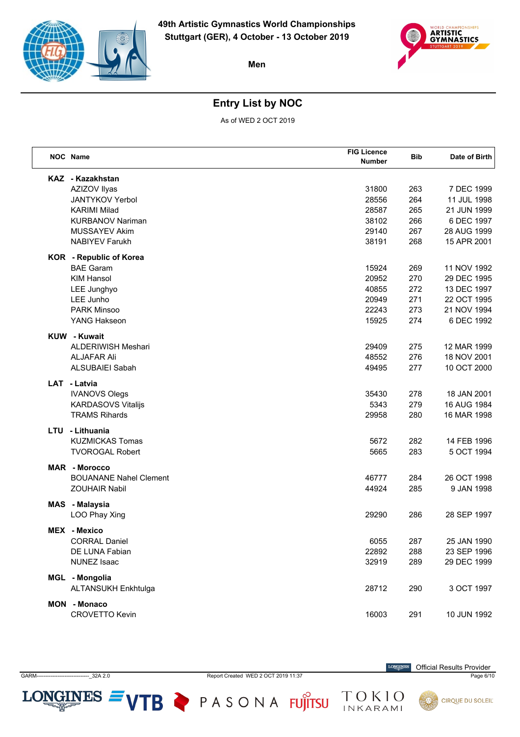49th Artistic Gymnastics World Championships
Stuttgart (GER), 4 October - 13 October 2019

Men

## Entry List by NOC

As of WED 2 OCT 2019

| NOC | Name | FIG Licence Number | Bib | Date of Birth |
|---|---|---|---|---|
| **KAZ** | **- Kazakhstan** | | | |
| | AZIZOV Ilyas | 31800 | 263 | 7 DEC 1999 |
| | JANTYKOV Yerbol | 28556 | 264 | 11 JUL 1998 |
| | KARIMI Milad | 28587 | 265 | 21 JUN 1999 |
| | KURBANOV Nariman | 38102 | 266 | 6 DEC 1997 |
| | MUSSAYEV Akim | 29140 | 267 | 28 AUG 1999 |
| | NABIYEV Farukh | 38191 | 268 | 15 APR 2001 |
| **KOR** | **- Republic of Korea** | | | |
| | BAE Garam | 15924 | 269 | 11 NOV 1992 |
| | KIM Hansol | 20952 | 270 | 29 DEC 1995 |
| | LEE Junghyo | 40855 | 272 | 13 DEC 1997 |
| | LEE Junho | 20949 | 271 | 22 OCT 1995 |
| | PARK Minsoo | 22243 | 273 | 21 NOV 1994 |
| | YANG Hakseon | 15925 | 274 | 6 DEC 1992 |
| **KUW** | **- Kuwait** | | | |
| | ALDERIWISH Meshari | 29409 | 275 | 12 MAR 1999 |
| | ALJAFAR Ali | 48552 | 276 | 18 NOV 2001 |
| | ALSUBAIEI Sabah | 49495 | 277 | 10 OCT 2000 |
| **LAT** | **- Latvia** | | | |
| | IVANOVS Olegs | 35430 | 278 | 18 JAN 2001 |
| | KARDASOVS Vitalijs | 5343 | 279 | 16 AUG 1984 |
| | TRAMS Rihards | 29958 | 280 | 16 MAR 1998 |
| **LTU** | **- Lithuania** | | | |
| | KUZMICKAS Tomas | 5672 | 282 | 14 FEB 1996 |
| | TVOROGAL Robert | 5665 | 283 | 5 OCT 1994 |
| **MAR** | **- Morocco** | | | |
| | BOUANANE Nahel Clement | 46777 | 284 | 26 OCT 1998 |
| | ZOUHAIR Nabil | 44924 | 285 | 9 JAN 1998 |
| **MAS** | **- Malaysia** | | | |
| | LOO Phay Xing | 29290 | 286 | 28 SEP 1997 |
| **MEX** | **- Mexico** | | | |
| | CORRAL Daniel | 6055 | 287 | 25 JAN 1990 |
| | DE LUNA Fabian | 22892 | 288 | 23 SEP 1996 |
| | NUNEZ Isaac | 32919 | 289 | 29 DEC 1999 |
| **MGL** | **- Mongolia** | | | |
| | ALTANSUKH Enkhtulga | 28712 | 290 | 3 OCT 1997 |
| **MON** | **- Monaco** | | | |
| | CROVETTO Kevin | 16003 | 291 | 10 JUN 1992 |

GARM--------------------------------_32A 2.0 Report Created WED 2 OCT 2019 11:37 Official Results Provider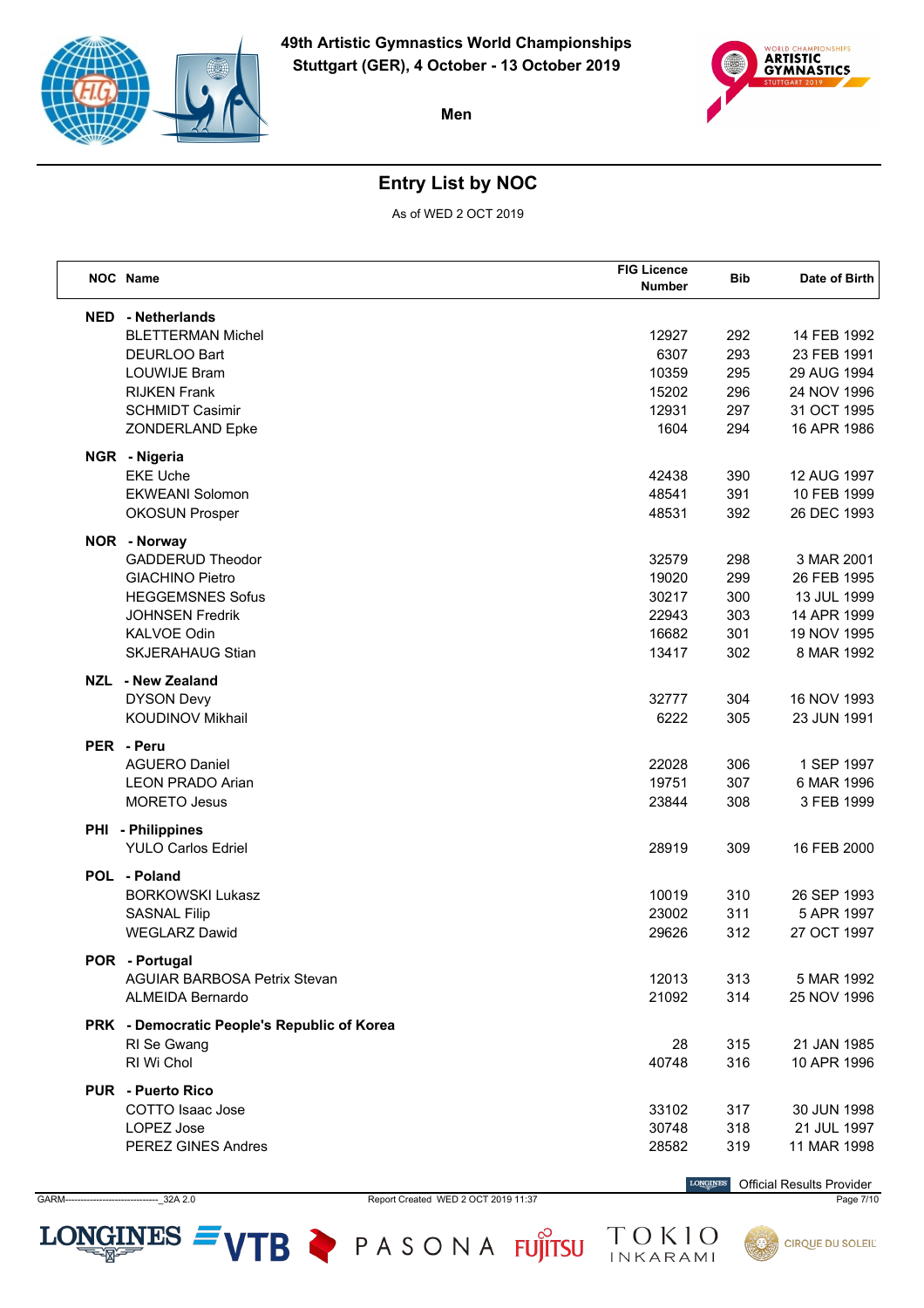49th Artistic Gymnastics World Championships
Stuttgart (GER), 4 October - 13 October 2019

Men

## Entry List by NOC

As of WED 2 OCT 2019

| NOC | Name | FIG Licence Number | Bib | Date of Birth |
|---|---|---|---|---|
| **NED** | **- Netherlands** | | | |
| | BLETTERMAN Michel | 12927 | 292 | 14 FEB 1992 |
| | DEURLOO Bart | 6307 | 293 | 23 FEB 1991 |
| | LOUWIJE Bram | 10359 | 295 | 29 AUG 1994 |
| | RIJKEN Frank | 15202 | 296 | 24 NOV 1996 |
| | SCHMIDT Casimir | 12931 | 297 | 31 OCT 1995 |
| | ZONDERLAND Epke | 1604 | 294 | 16 APR 1986 |
| **NGR** | **- Nigeria** | | | |
| | EKE Uche | 42438 | 390 | 12 AUG 1997 |
| | EKWEANI Solomon | 48541 | 391 | 10 FEB 1999 |
| | OKOSUN Prosper | 48531 | 392 | 26 DEC 1993 |
| **NOR** | **- Norway** | | | |
| | GADDERUD Theodor | 32579 | 298 | 3 MAR 2001 |
| | GIACHINO Pietro | 19020 | 299 | 26 FEB 1995 |
| | HEGGEMSNES Sofus | 30217 | 300 | 13 JUL 1999 |
| | JOHNSEN Fredrik | 22943 | 303 | 14 APR 1999 |
| | KALVOE Odin | 16682 | 301 | 19 NOV 1995 |
| | SKJERAHAUG Stian | 13417 | 302 | 8 MAR 1992 |
| **NZL** | **- New Zealand** | | | |
| | DYSON Devy | 32777 | 304 | 16 NOV 1993 |
| | KOUDINOV Mikhail | 6222 | 305 | 23 JUN 1991 |
| **PER** | **- Peru** | | | |
| | AGUERO Daniel | 22028 | 306 | 1 SEP 1997 |
| | LEON PRADO Arian | 19751 | 307 | 6 MAR 1996 |
| | MORETO Jesus | 23844 | 308 | 3 FEB 1999 |
| **PHI** | **- Philippines** | | | |
| | YULO Carlos Edriel | 28919 | 309 | 16 FEB 2000 |
| **POL** | **- Poland** | | | |
| | BORKOWSKI Lukasz | 10019 | 310 | 26 SEP 1993 |
| | SASNAL Filip | 23002 | 311 | 5 APR 1997 |
| | WEGLARZ Dawid | 29626 | 312 | 27 OCT 1997 |
| **POR** | **- Portugal** | | | |
| | AGUIAR BARBOSA Petrix Stevan | 12013 | 313 | 5 MAR 1992 |
| | ALMEIDA Bernardo | 21092 | 314 | 25 NOV 1996 |
| **PRK** | **- Democratic People's Republic of Korea** | | | |
| | RI Se Gwang | 28 | 315 | 21 JAN 1985 |
| | RI Wi Chol | 40748 | 316 | 10 APR 1996 |
| **PUR** | **- Puerto Rico** | | | |
| | COTTO Isaac Jose | 33102 | 317 | 30 JUN 1998 |
| | LOPEZ Jose | 30748 | 318 | 21 JUL 1997 |
| | PEREZ GINES Andres | 28582 | 319 | 11 MAR 1998 |

Official Results Provider

GARM-------------------------------_32A 2.0 Report Created WED 2 OCT 2019 11:37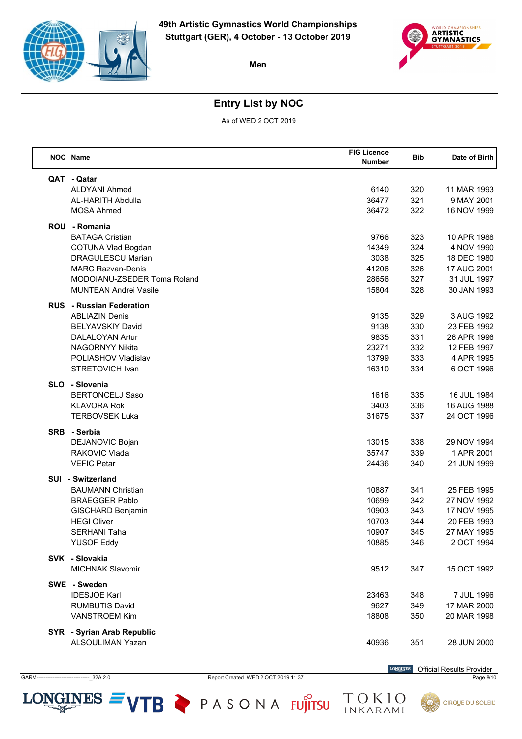49th Artistic Gymnastics World Championships
Stuttgart (GER), 4 October - 13 October 2019

Men

# Entry List by NOC

As of WED 2 OCT 2019

| NOC | Name | FIG Licence Number | Bib | Date of Birth |
|---|---|---|---|---|
| **QAT** | **- Qatar** | | | |
| | ALDYANI Ahmed | 6140 | 320 | 11 MAR 1993 |
| | AL-HARITH Abdulla | 36477 | 321 | 9 MAY 2001 |
| | MOSA Ahmed | 36472 | 322 | 16 NOV 1999 |
| **ROU** | **- Romania** | | | |
| | BATAGA Cristian | 9766 | 323 | 10 APR 1988 |
| | COTUNA Vlad Bogdan | 14349 | 324 | 4 NOV 1990 |
| | DRAGULESCU Marian | 3038 | 325 | 18 DEC 1980 |
| | MARC Razvan-Denis | 41206 | 326 | 17 AUG 2001 |
| | MODOIANU-ZSEDER Toma Roland | 28656 | 327 | 31 JUL 1997 |
| | MUNTEAN Andrei Vasile | 15804 | 328 | 30 JAN 1993 |
| **RUS** | **- Russian Federation** | | | |
| | ABLIAZIN Denis | 9135 | 329 | 3 AUG 1992 |
| | BELYAVSKIY David | 9138 | 330 | 23 FEB 1992 |
| | DALALOYAN Artur | 9835 | 331 | 26 APR 1996 |
| | NAGORNYY Nikita | 23271 | 332 | 12 FEB 1997 |
| | POLIASHOV Vladislav | 13799 | 333 | 4 APR 1995 |
| | STRETOVICH Ivan | 16310 | 334 | 6 OCT 1996 |
| **SLO** | **- Slovenia** | | | |
| | BERTONCELJ Saso | 1616 | 335 | 16 JUL 1984 |
| | KLAVORA Rok | 3403 | 336 | 16 AUG 1988 |
| | TERBOVSEK Luka | 31675 | 337 | 24 OCT 1996 |
| **SRB** | **- Serbia** | | | |
| | DEJANOVIC Bojan | 13015 | 338 | 29 NOV 1994 |
| | RAKOVIC Vlada | 35747 | 339 | 1 APR 2001 |
| | VEFIC Petar | 24436 | 340 | 21 JUN 1999 |
| **SUI** | **- Switzerland** | | | |
| | BAUMANN Christian | 10887 | 341 | 25 FEB 1995 |
| | BRAEGGER Pablo | 10699 | 342 | 27 NOV 1992 |
| | GISCHARD Benjamin | 10903 | 343 | 17 NOV 1995 |
| | HEGI Oliver | 10703 | 344 | 20 FEB 1993 |
| | SERHANI Taha | 10907 | 345 | 27 MAY 1995 |
| | YUSOF Eddy | 10885 | 346 | 2 OCT 1994 |
| **SVK** | **- Slovakia** | | | |
| | MICHNAK Slavomir | 9512 | 347 | 15 OCT 1992 |
| **SWE** | **- Sweden** | | | |
| | IDESJOE Karl | 23463 | 348 | 7 JUL 1996 |
| | RUMBUTIS David | 9627 | 349 | 17 MAR 2000 |
| | VANSTROEM Kim | 18808 | 350 | 20 MAR 1998 |
| **SYR** | **- Syrian Arab Republic** | | | |
| | ALSOULIMAN Yazan | 40936 | 351 | 28 JUN 2000 |

Official Results Provider

GARM------------------------------_32A 2.0 Report Created WED 2 OCT 2019 11:37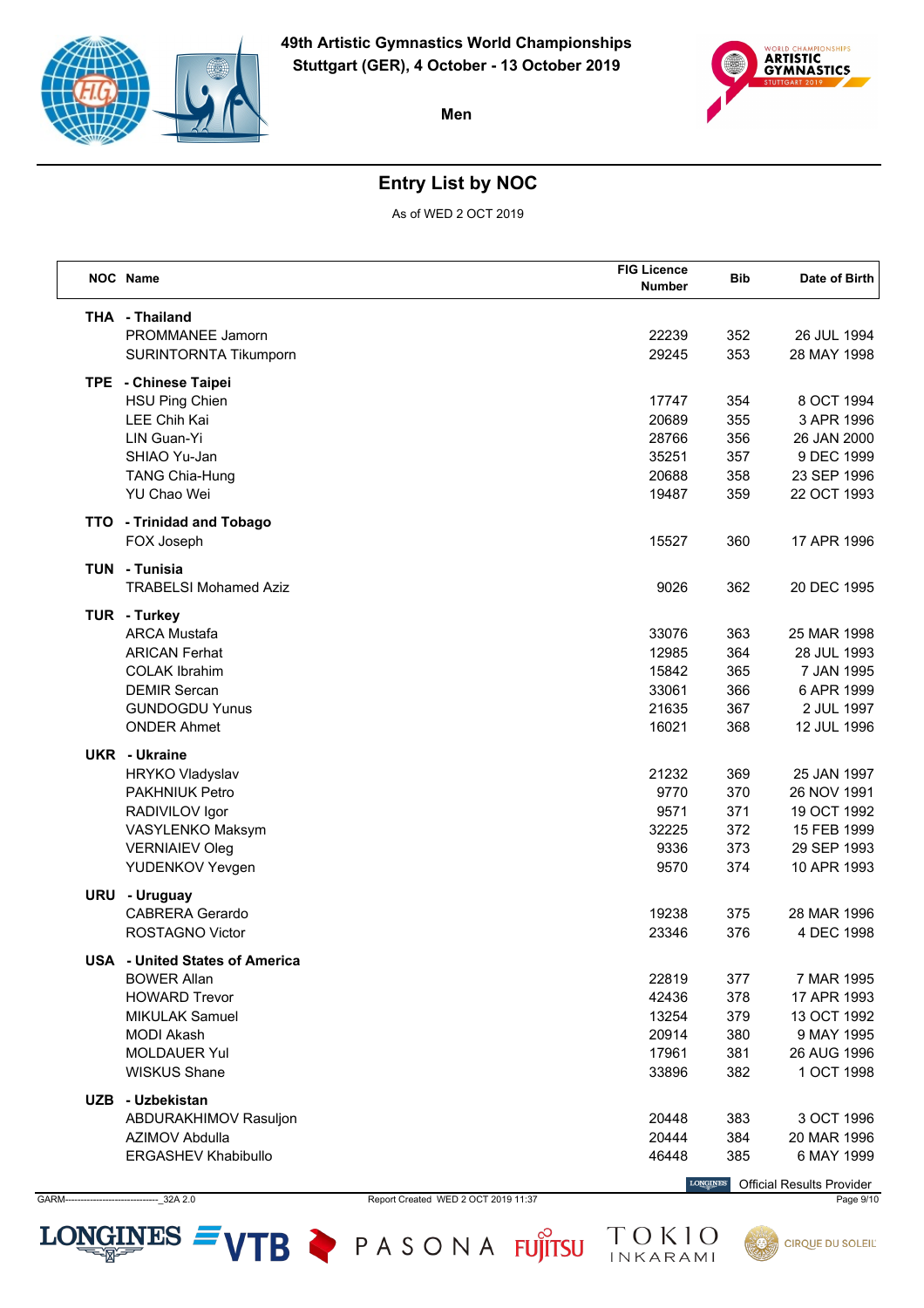# 49th Artistic Gymnastics World Championships

**Stuttgart (GER), 4 October - 13 October 2019**

**Men**

## Entry List by NOC

As of WED 2 OCT 2019

| NOC | Name | FIG Licence Number | Bib | Date of Birth |
|---|---|---|---|---|
| **THA** | **- Thailand** | | | |
| | PROMMANEE Jamorn | 22239 | 352 | 26 JUL 1994 |
| | SURINTORNTA Tikumporn | 29245 | 353 | 28 MAY 1998 |
| **TPE** | **- Chinese Taipei** | | | |
| | HSU Ping Chien | 17747 | 354 | 8 OCT 1994 |
| | LEE Chih Kai | 20689 | 355 | 3 APR 1996 |
| | LIN Guan-Yi | 28766 | 356 | 26 JAN 2000 |
| | SHIAO Yu-Jan | 35251 | 357 | 9 DEC 1999 |
| | TANG Chia-Hung | 20688 | 358 | 23 SEP 1996 |
| | YU Chao Wei | 19487 | 359 | 22 OCT 1993 |
| **TTO** | **- Trinidad and Tobago** | | | |
| | FOX Joseph | 15527 | 360 | 17 APR 1996 |
| **TUN** | **- Tunisia** | | | |
| | TRABELSI Mohamed Aziz | 9026 | 362 | 20 DEC 1995 |
| **TUR** | **- Turkey** | | | |
| | ARCA Mustafa | 33076 | 363 | 25 MAR 1998 |
| | ARICAN Ferhat | 12985 | 364 | 28 JUL 1993 |
| | COLAK Ibrahim | 15842 | 365 | 7 JAN 1995 |
| | DEMIR Sercan | 33061 | 366 | 6 APR 1999 |
| | GUNDOGDU Yunus | 21635 | 367 | 2 JUL 1997 |
| | ONDER Ahmet | 16021 | 368 | 12 JUL 1996 |
| **UKR** | **- Ukraine** | | | |
| | HRYKO Vladyslav | 21232 | 369 | 25 JAN 1997 |
| | PAKHNIUK Petro | 9770 | 370 | 26 NOV 1991 |
| | RADIVILOV Igor | 9571 | 371 | 19 OCT 1992 |
| | VASYLENKO Maksym | 32225 | 372 | 15 FEB 1999 |
| | VERNIAIEV Oleg | 9336 | 373 | 29 SEP 1993 |
| | YUDENKOV Yevgen | 9570 | 374 | 10 APR 1993 |
| **URU** | **- Uruguay** | | | |
| | CABRERA Gerardo | 19238 | 375 | 28 MAR 1996 |
| | ROSTAGNO Victor | 23346 | 376 | 4 DEC 1998 |
| **USA** | **- United States of America** | | | |
| | BOWER Allan | 22819 | 377 | 7 MAR 1995 |
| | HOWARD Trevor | 42436 | 378 | 17 APR 1993 |
| | MIKULAK Samuel | 13254 | 379 | 13 OCT 1992 |
| | MODI Akash | 20914 | 380 | 9 MAY 1995 |
| | MOLDAUER Yul | 17961 | 381 | 26 AUG 1996 |
| | WISKUS Shane | 33896 | 382 | 1 OCT 1998 |
| **UZB** | **- Uzbekistan** | | | |
| | ABDURAKHIMOV Rasuljon | 20448 | 383 | 3 OCT 1996 |
| | AZIMOV Abdulla | 20444 | 384 | 20 MAR 1996 |
| | ERGASHEV Khabibullo | 46448 | 385 | 6 MAY 1999 |

Official Results Provider

GARM-------------------------------_32A 2.0 Report Created WED 2 OCT 2019 11:37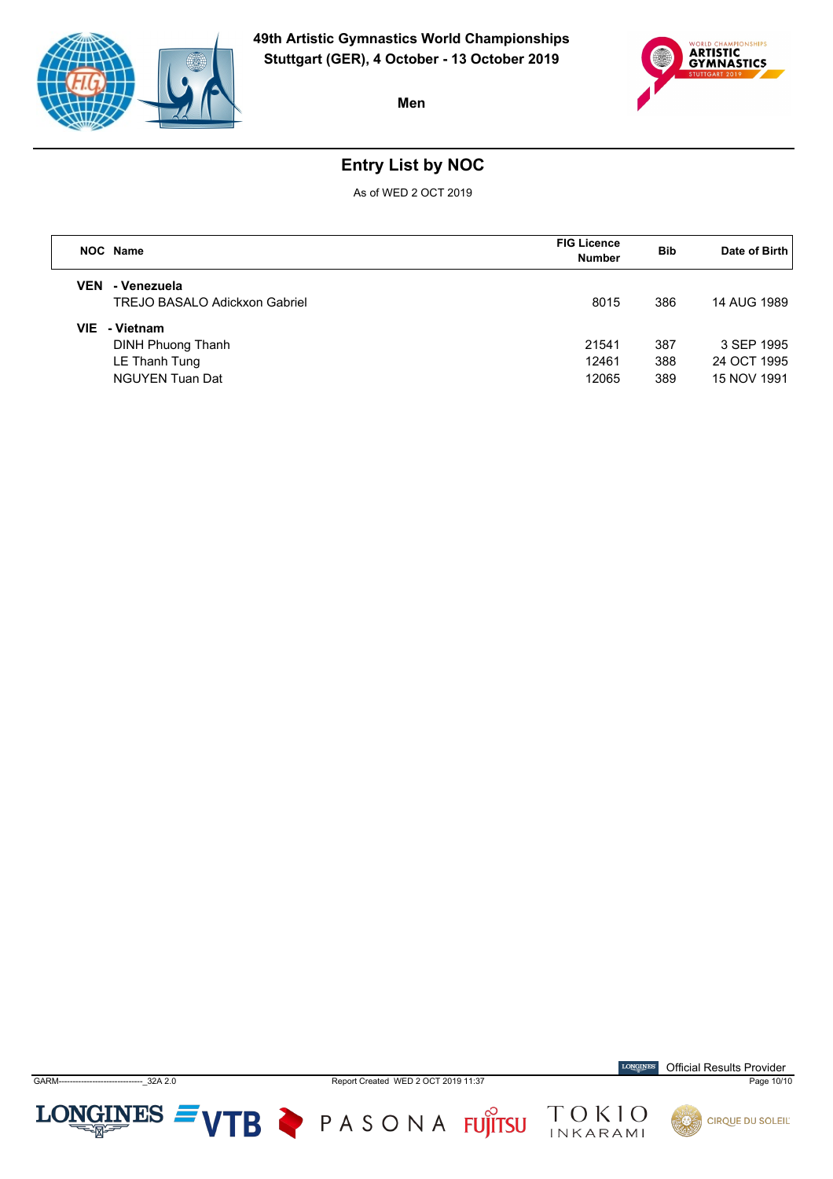49th Artistic Gymnastics World Championships
Stuttgart (GER), 4 October - 13 October 2019

Men

## Entry List by NOC

As of WED 2 OCT 2019

| NOC | Name | FIG Licence Number | Bib | Date of Birth |
|---|---|---|---|---|
| **VEN** | **- Venezuela** | | | |
| | TREJO BASALO Adickxon Gabriel | 8015 | 386 | 14 AUG 1989 |
| **VIE** | **- Vietnam** | | | |
| | DINH Phuong Thanh | 21541 | 387 | 3 SEP 1995 |
| | LE Thanh Tung | 12461 | 388 | 24 OCT 1995 |
| | NGUYEN Tuan Dat | 12065 | 389 | 15 NOV 1991 |